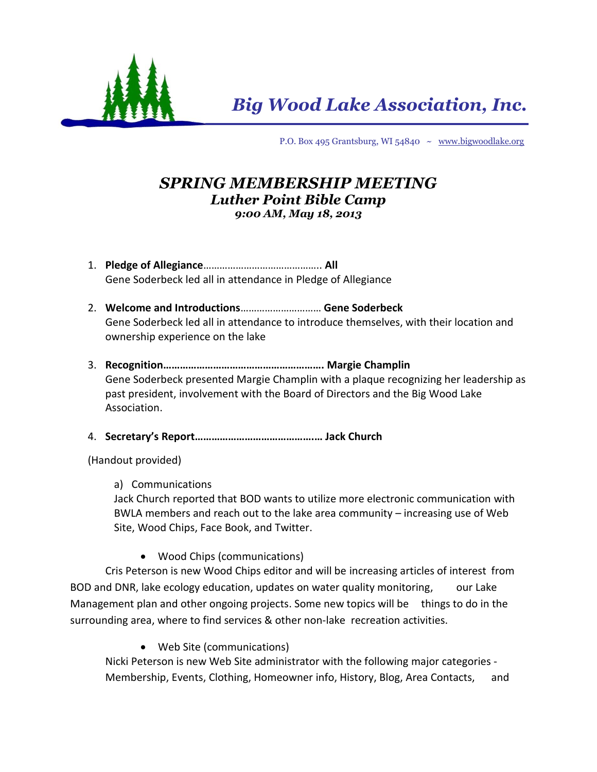# *Big Wood Lake Association, Inc.*

P.O. Box 495 Grantsburg, WI 54840 ~ www.bigwoodlake.org

## *SPRING MEMBERSHIP MEETING*
### *Luther Point Bible Camp*
#### *9:00 AM, May 18, 2013*

1. **Pledge of Allegiance**………………………………….. **All**
   Gene Soderbeck led all in attendance in Pledge of Allegiance

2. **Welcome and Introductions**……………………… **Gene Soderbeck**
   Gene Soderbeck led all in attendance to introduce themselves, with their location and ownership experience on the lake

3. **Recognition………………………………………………. Margie Champlin**
   Gene Soderbeck presented Margie Champlin with a plaque recognizing her leadership as past president, involvement with the Board of Directors and the Big Wood Lake Association.

4. **Secretary's Report……………………………………… Jack Church**

(Handout provided)

a) Communications
Jack Church reported that BOD wants to utilize more electronic communication with BWLA members and reach out to the lake area community – increasing use of Web Site, Wood Chips, Face Book, and Twitter.

- Wood Chips (communications)

Cris Peterson is new Wood Chips editor and will be increasing articles of interest from BOD and DNR, lake ecology education, updates on water quality monitoring, our Lake Management plan and other ongoing projects. Some new topics will be things to do in the surrounding area, where to find services & other non-lake recreation activities.

- Web Site (communications)

Nicki Peterson is new Web Site administrator with the following major categories - Membership, Events, Clothing, Homeowner info, History, Blog, Area Contacts, and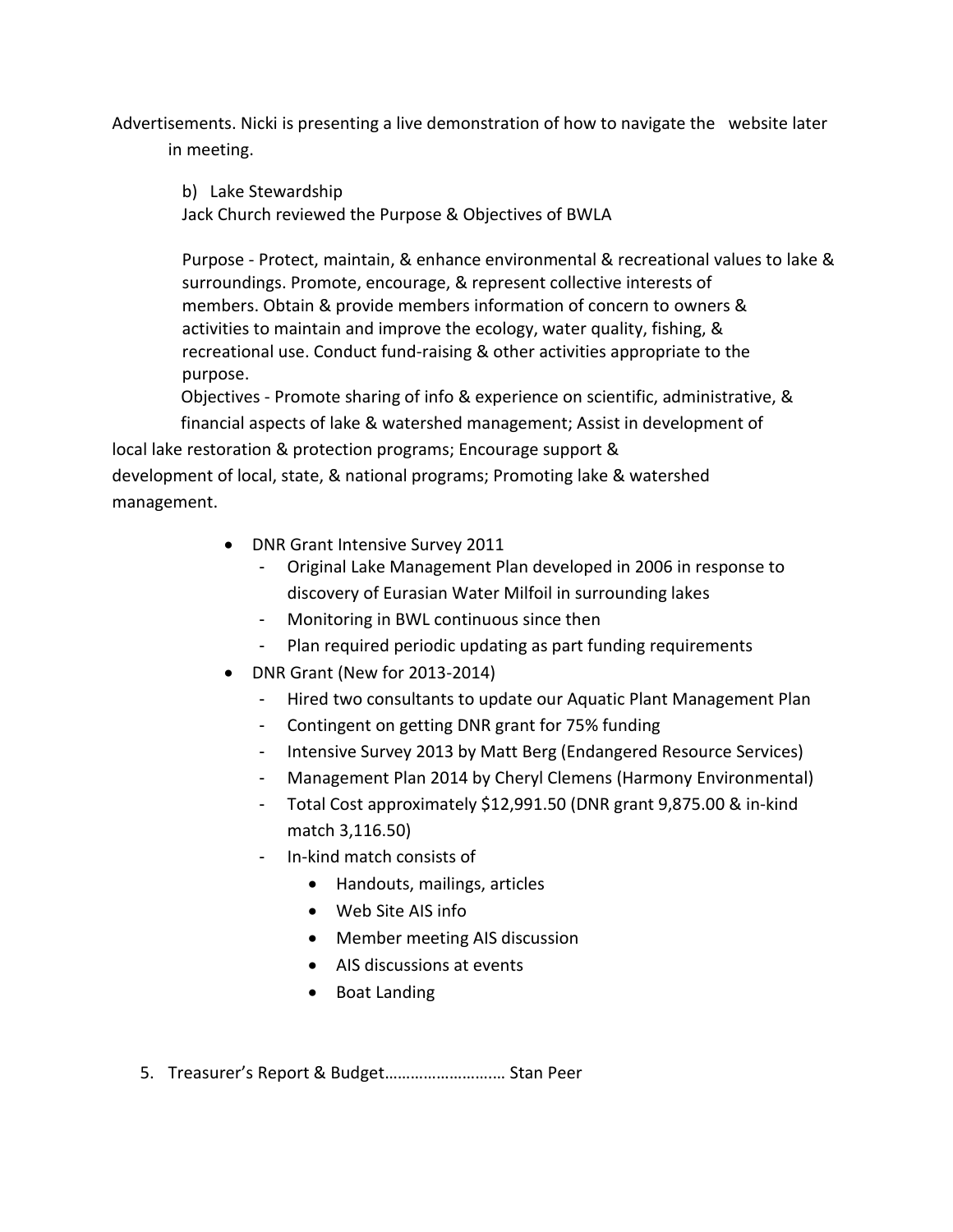Advertisements. Nicki is presenting a live demonstration of how to navigate the website later in meeting.

b) Lake Stewardship

Jack Church reviewed the Purpose & Objectives of BWLA

Purpose - Protect, maintain, & enhance environmental & recreational values to lake & surroundings. Promote, encourage, & represent collective interests of members. Obtain & provide members information of concern to owners & activities to maintain and improve the ecology, water quality, fishing, & recreational use. Conduct fund-raising & other activities appropriate to the purpose.

Objectives - Promote sharing of info & experience on scientific, administrative, & financial aspects of lake & watershed management; Assist in development of local lake restoration & protection programs; Encourage support & development of local, state, & national programs; Promoting lake & watershed management.

- DNR Grant Intensive Survey 2011
  - Original Lake Management Plan developed in 2006 in response to discovery of Eurasian Water Milfoil in surrounding lakes
  - Monitoring in BWL continuous since then
  - Plan required periodic updating as part funding requirements
- DNR Grant (New for 2013-2014)
  - Hired two consultants to update our Aquatic Plant Management Plan
  - Contingent on getting DNR grant for 75% funding
  - Intensive Survey 2013 by Matt Berg (Endangered Resource Services)
  - Management Plan 2014 by Cheryl Clemens (Harmony Environmental)
  - Total Cost approximately $12,991.50 (DNR grant 9,875.00 & in-kind match 3,116.50)
  - In-kind match consists of
    - Handouts, mailings, articles
    - Web Site AIS info
    - Member meeting AIS discussion
    - AIS discussions at events
    - Boat Landing

5. Treasurer's Report & Budget……………………… Stan Peer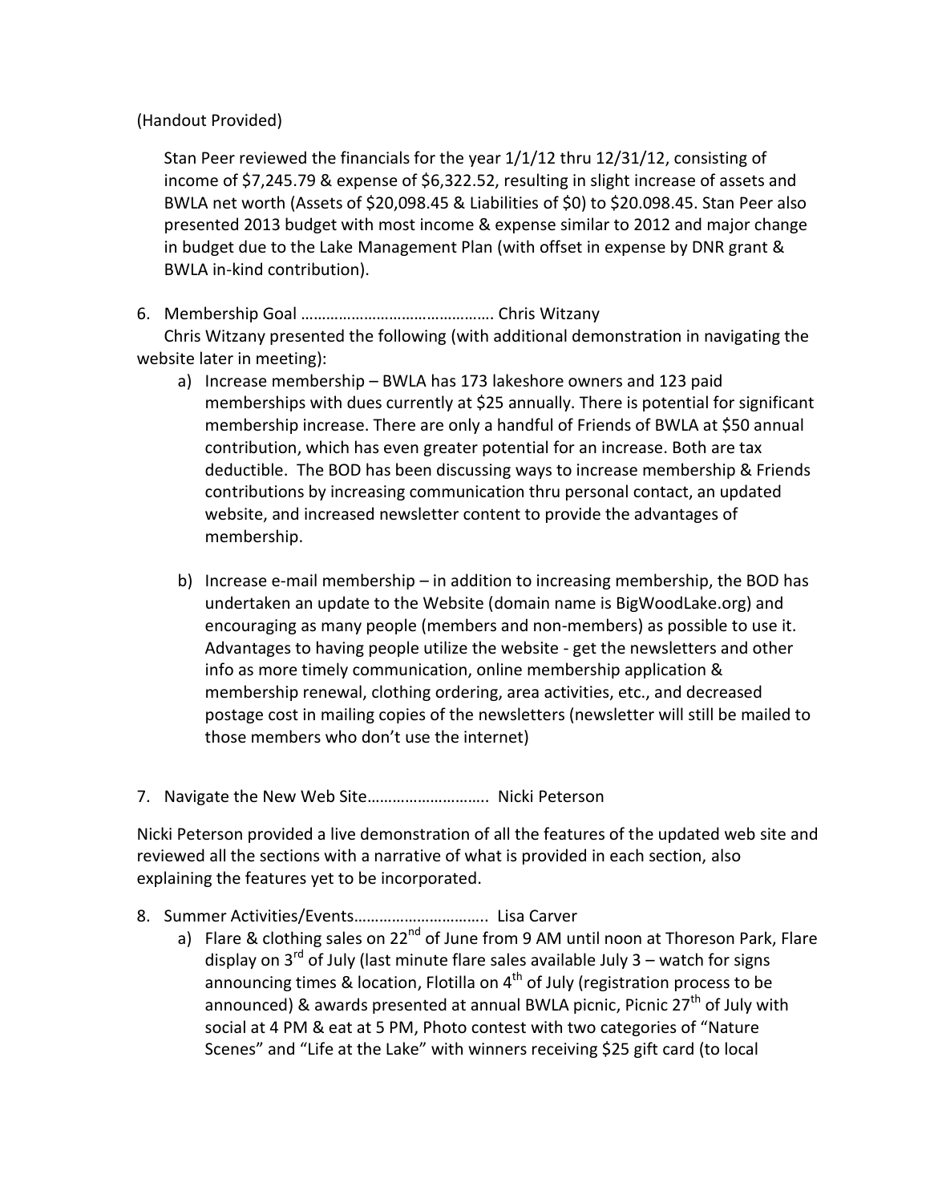(Handout Provided)

Stan Peer reviewed the financials for the year 1/1/12 thru 12/31/12, consisting of income of $7,245.79 & expense of $6,322.52, resulting in slight increase of assets and BWLA net worth (Assets of $20,098.45 & Liabilities of $0) to $20.098.45. Stan Peer also presented 2013 budget with most income & expense similar to 2012 and major change in budget due to the Lake Management Plan (with offset in expense by DNR grant & BWLA in-kind contribution).

6. Membership Goal ………………………………………. Chris Witzany

Chris Witzany presented the following (with additional demonstration in navigating the website later in meeting):

   a) Increase membership – BWLA has 173 lakeshore owners and 123 paid memberships with dues currently at $25 annually. There is potential for significant membership increase. There are only a handful of Friends of BWLA at $50 annual contribution, which has even greater potential for an increase. Both are tax deductible. The BOD has been discussing ways to increase membership & Friends contributions by increasing communication thru personal contact, an updated website, and increased newsletter content to provide the advantages of membership.

   b) Increase e-mail membership – in addition to increasing membership, the BOD has undertaken an update to the Website (domain name is BigWoodLake.org) and encouraging as many people (members and non-members) as possible to use it. Advantages to having people utilize the website - get the newsletters and other info as more timely communication, online membership application & membership renewal, clothing ordering, area activities, etc., and decreased postage cost in mailing copies of the newsletters (newsletter will still be mailed to those members who don't use the internet)

7. Navigate the New Web Site………………………. Nicki Peterson

Nicki Peterson provided a live demonstration of all the features of the updated web site and reviewed all the sections with a narrative of what is provided in each section, also explaining the features yet to be incorporated.

8. Summer Activities/Events…………………………. Lisa Carver

   a) Flare & clothing sales on 22nd of June from 9 AM until noon at Thoreson Park, Flare display on 3rd of July (last minute flare sales available July 3 – watch for signs announcing times & location, Flotilla on 4th of July (registration process to be announced) & awards presented at annual BWLA picnic, Picnic 27th of July with social at 4 PM & eat at 5 PM, Photo contest with two categories of "Nature Scenes" and "Life at the Lake" with winners receiving $25 gift card (to local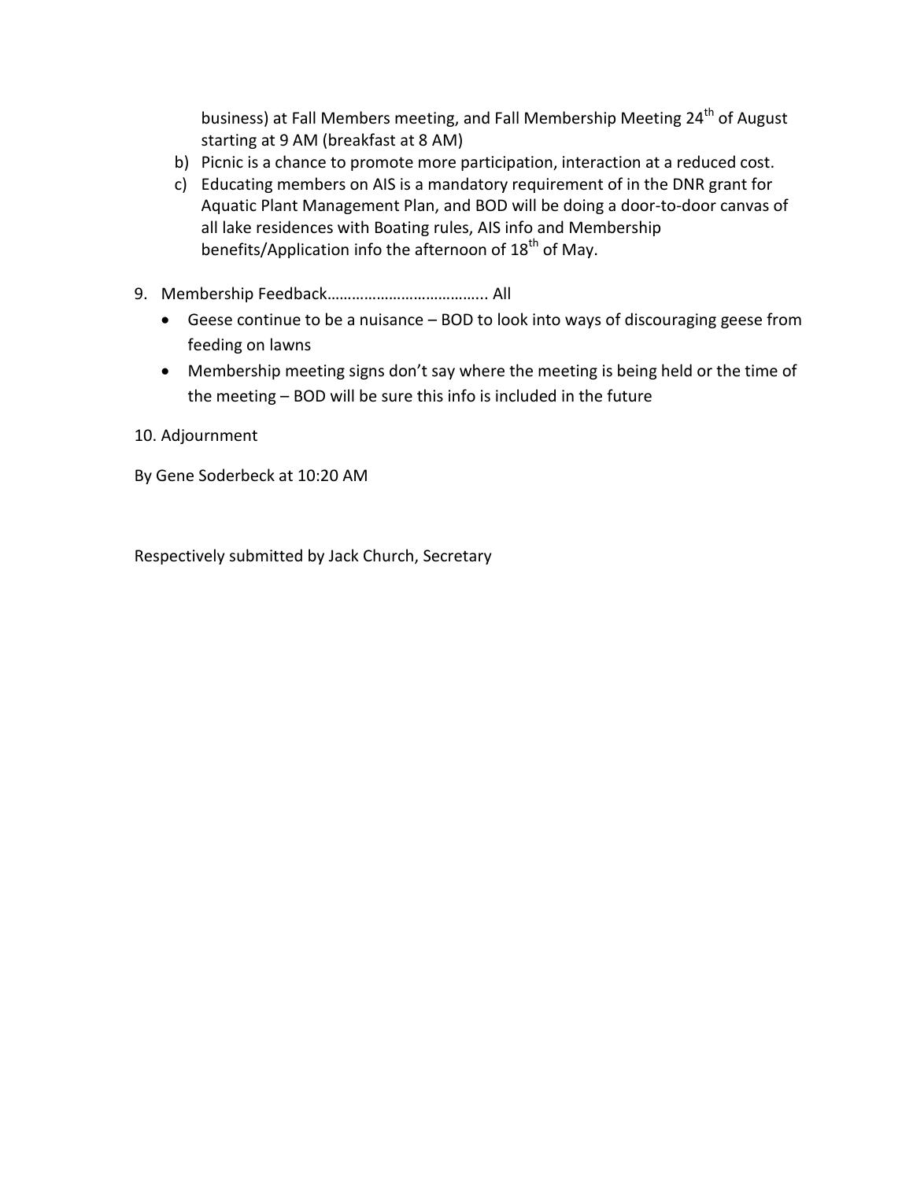business) at Fall Members meeting, and Fall Membership Meeting 24th of August starting at 9 AM (breakfast at 8 AM)

b) Picnic is a chance to promote more participation, interaction at a reduced cost.
c) Educating members on AIS is a mandatory requirement of in the DNR grant for Aquatic Plant Management Plan, and BOD will be doing a door-to-door canvas of all lake residences with Boating rules, AIS info and Membership benefits/Application info the afternoon of 18th of May.

9. Membership Feedback……………………………….. All
   - Geese continue to be a nuisance – BOD to look into ways of discouraging geese from feeding on lawns
   - Membership meeting signs don't say where the meeting is being held or the time of the meeting – BOD will be sure this info is included in the future

10. Adjournment

By Gene Soderbeck at 10:20 AM

Respectively submitted by Jack Church, Secretary